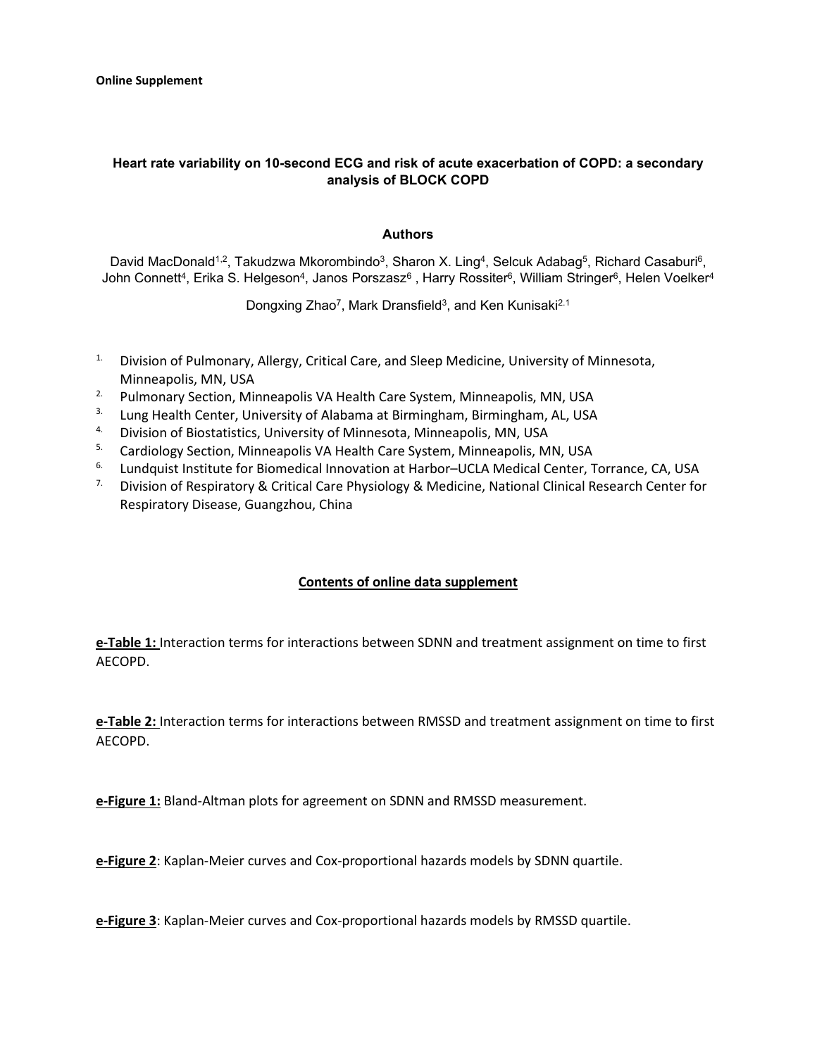**Online Supplement**

# Heart rate variability on 10-second ECG and risk of acute exacerbation of COPD: a secondary analysis of BLOCK COPD

### Authors

David MacDonald[1,2], Takudzwa Mkorombindo[3], Sharon X. Ling[4], Selcuk Adabag[5], Richard Casaburi[6], John Connett[4], Erika S. Helgeson[4], Janos Porszasz[6] , Harry Rossiter[6], William Stringer[6], Helen Voelker[4]

Dongxing Zhao[7], Mark Dransfield[3], and Ken Kunisaki[2,1]

1. Division of Pulmonary, Allergy, Critical Care, and Sleep Medicine, University of Minnesota, Minneapolis, MN, USA
2. Pulmonary Section, Minneapolis VA Health Care System, Minneapolis, MN, USA
3. Lung Health Center, University of Alabama at Birmingham, Birmingham, AL, USA
4. Division of Biostatistics, University of Minnesota, Minneapolis, MN, USA
5. Cardiology Section, Minneapolis VA Health Care System, Minneapolis, MN, USA
6. Lundquist Institute for Biomedical Innovation at Harbor–UCLA Medical Center, Torrance, CA, USA
7. Division of Respiratory & Critical Care Physiology & Medicine, National Clinical Research Center for Respiratory Disease, Guangzhou, China

## Contents of online data supplement

**e-Table 1:** Interaction terms for interactions between SDNN and treatment assignment on time to first AECOPD.

**e-Table 2:** Interaction terms for interactions between RMSSD and treatment assignment on time to first AECOPD.

**e-Figure 1:** Bland-Altman plots for agreement on SDNN and RMSSD measurement.

**e-Figure 2**: Kaplan-Meier curves and Cox-proportional hazards models by SDNN quartile.

**e-Figure 3**: Kaplan-Meier curves and Cox-proportional hazards models by RMSSD quartile.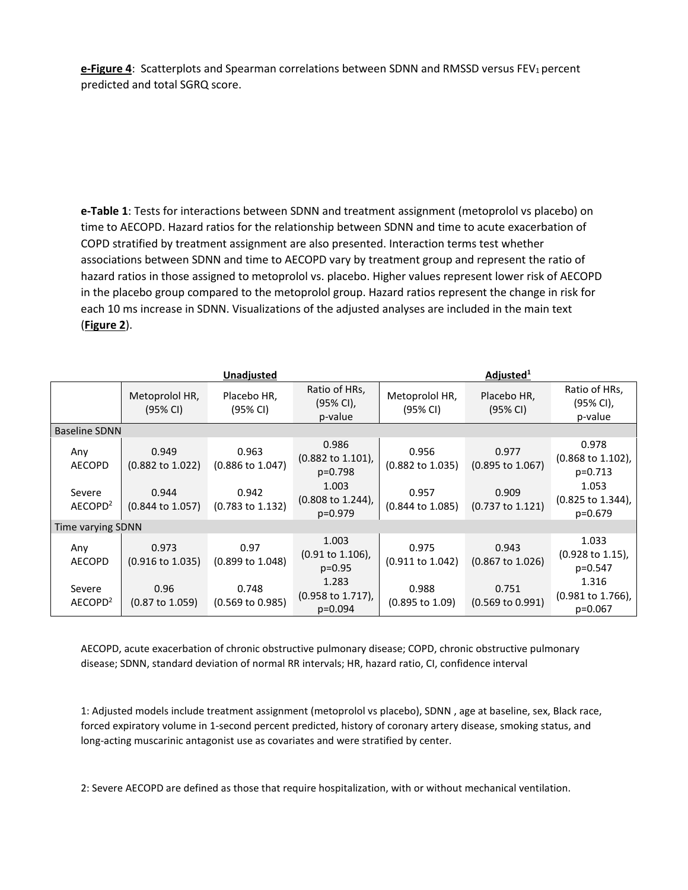**e-Figure 4**: Scatterplots and Spearman correlations between SDNN and RMSSD versus $FEV_1$ percent predicted and total SGRQ score.

**e-Table 1**: Tests for interactions between SDNN and treatment assignment (metoprolol vs placebo) on time to AECOPD. Hazard ratios for the relationship between SDNN and time to acute exacerbation of COPD stratified by treatment assignment are also presented. Interaction terms test whether associations between SDNN and time to AECOPD vary by treatment group and represent the ratio of hazard ratios in those assigned to metoprolol vs. placebo. Higher values represent lower risk of AECOPD in the placebo group compared to the metoprolol group. Hazard ratios represent the change in risk for each 10 ms increase in SDNN. Visualizations of the adjusted analyses are included in the main text (**Figure 2**).

| | Unadjusted | | | Adjusted[1] | | |
|---|---|---|---|---|---|---|
| | Metoprolol HR, (95% CI) | Placebo HR, (95% CI) | Ratio of HRs, (95% CI), p-value | Metoprolol HR, (95% CI) | Placebo HR, (95% CI) | Ratio of HRs, (95% CI), p-value |
| **Baseline SDNN** | | | | | | |
| Any AECOPD | 0.949 (0.882 to 1.022) | 0.963 (0.886 to 1.047) | 0.986 (0.882 to 1.101), p=0.798 | 0.956 (0.882 to 1.035) | 0.977 (0.895 to 1.067) | 0.978 (0.868 to 1.102), p=0.713 |
| Severe AECOPD[2] | 0.944 (0.844 to 1.057) | 0.942 (0.783 to 1.132) | 1.003 (0.808 to 1.244), p=0.979 | 0.957 (0.844 to 1.085) | 0.909 (0.737 to 1.121) | 1.053 (0.825 to 1.344), p=0.679 |
| **Time varying SDNN** | | | | | | |
| Any AECOPD | 0.973 (0.916 to 1.035) | 0.97 (0.899 to 1.048) | 1.003 (0.91 to 1.106), p=0.95 | 0.975 (0.911 to 1.042) | 0.943 (0.867 to 1.026) | 1.033 (0.928 to 1.15), p=0.547 |
| Severe AECOPD[2] | 0.96 (0.87 to 1.059) | 0.748 (0.569 to 0.985) | 1.283 (0.958 to 1.717), p=0.094 | 0.988 (0.895 to 1.09) | 0.751 (0.569 to 0.991) | 1.316 (0.981 to 1.766), p=0.067 |

AECOPD, acute exacerbation of chronic obstructive pulmonary disease; COPD, chronic obstructive pulmonary disease; SDNN, standard deviation of normal RR intervals; HR, hazard ratio, CI, confidence interval

1: Adjusted models include treatment assignment (metoprolol vs placebo), SDNN , age at baseline, sex, Black race, forced expiratory volume in 1-second percent predicted, history of coronary artery disease, smoking status, and long-acting muscarinic antagonist use as covariates and were stratified by center.

2: Severe AECOPD are defined as those that require hospitalization, with or without mechanical ventilation.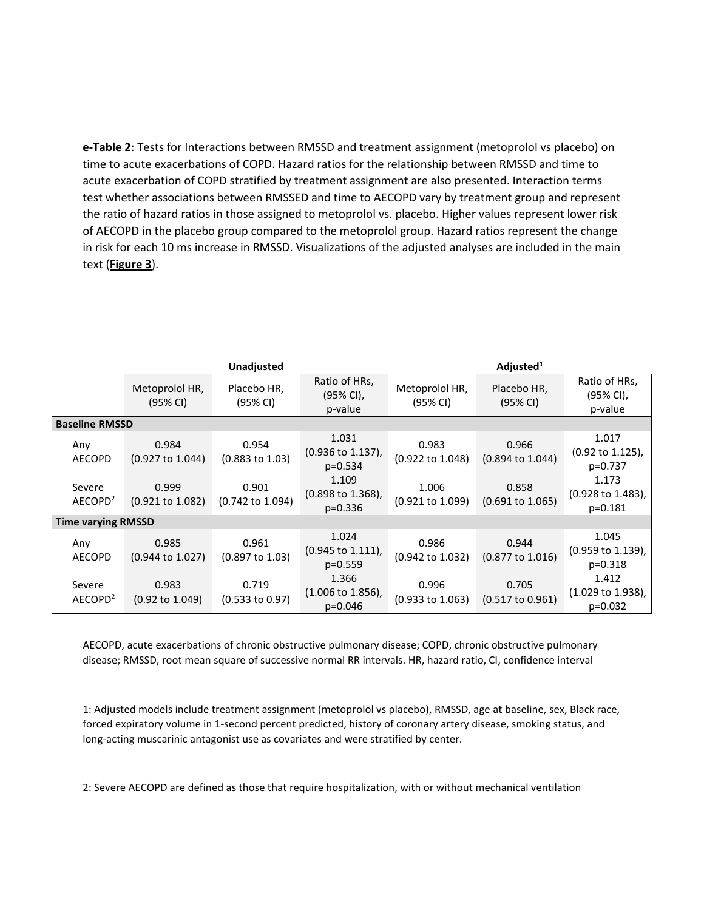**e-Table 2**: Tests for Interactions between RMSSD and treatment assignment (metoprolol vs placebo) on time to acute exacerbations of COPD. Hazard ratios for the relationship between RMSSD and time to acute exacerbation of COPD stratified by treatment assignment are also presented. Interaction terms test whether associations between RMSSED and time to AECOPD vary by treatment group and represent the ratio of hazard ratios in those assigned to metoprolol vs. placebo. Higher values represent lower risk of AECOPD in the placebo group compared to the metoprolol group. Hazard ratios represent the change in risk for each 10 ms increase in RMSSD. Visualizations of the adjusted analyses are included in the main text (**Figure 3**).

| | Unadjusted | | | Adjusted[1] | | |
|---|---|---|---|---|---|---|
| | Metoprolol HR, (95% CI) | Placebo HR, (95% CI) | Ratio of HRs, (95% CI), p-value | Metoprolol HR, (95% CI) | Placebo HR, (95% CI) | Ratio of HRs, (95% CI), p-value |
| **Baseline RMSSD** | | | | | | |
| Any AECOPD | 0.984 (0.927 to 1.044) | 0.954 (0.883 to 1.03) | 1.031 (0.936 to 1.137), p=0.534 | 0.983 (0.922 to 1.048) | 0.966 (0.894 to 1.044) | 1.017 (0.92 to 1.125), p=0.737 |
| Severe AECOPD[2] | 0.999 (0.921 to 1.082) | 0.901 (0.742 to 1.094) | 1.109 (0.898 to 1.368), p=0.336 | 1.006 (0.921 to 1.099) | 0.858 (0.691 to 1.065) | 1.173 (0.928 to 1.483), p=0.181 |
| **Time varying RMSSD** | | | | | | |
| Any AECOPD | 0.985 (0.944 to 1.027) | 0.961 (0.897 to 1.03) | 1.024 (0.945 to 1.111), p=0.559 | 0.986 (0.942 to 1.032) | 0.944 (0.877 to 1.016) | 1.045 (0.959 to 1.139), p=0.318 |
| Severe AECOPD[2] | 0.983 (0.92 to 1.049) | 0.719 (0.533 to 0.97) | 1.366 (1.006 to 1.856), p=0.046 | 0.996 (0.933 to 1.063) | 0.705 (0.517 to 0.961) | 1.412 (1.029 to 1.938), p=0.032 |

AECOPD, acute exacerbations of chronic obstructive pulmonary disease; COPD, chronic obstructive pulmonary disease; RMSSD, root mean square of successive normal RR intervals. HR, hazard ratio, CI, confidence interval

1: Adjusted models include treatment assignment (metoprolol vs placebo), RMSSD, age at baseline, sex, Black race, forced expiratory volume in 1-second percent predicted, history of coronary artery disease, smoking status, and long-acting muscarinic antagonist use as covariates and were stratified by center.

2: Severe AECOPD are defined as those that require hospitalization, with or without mechanical ventilation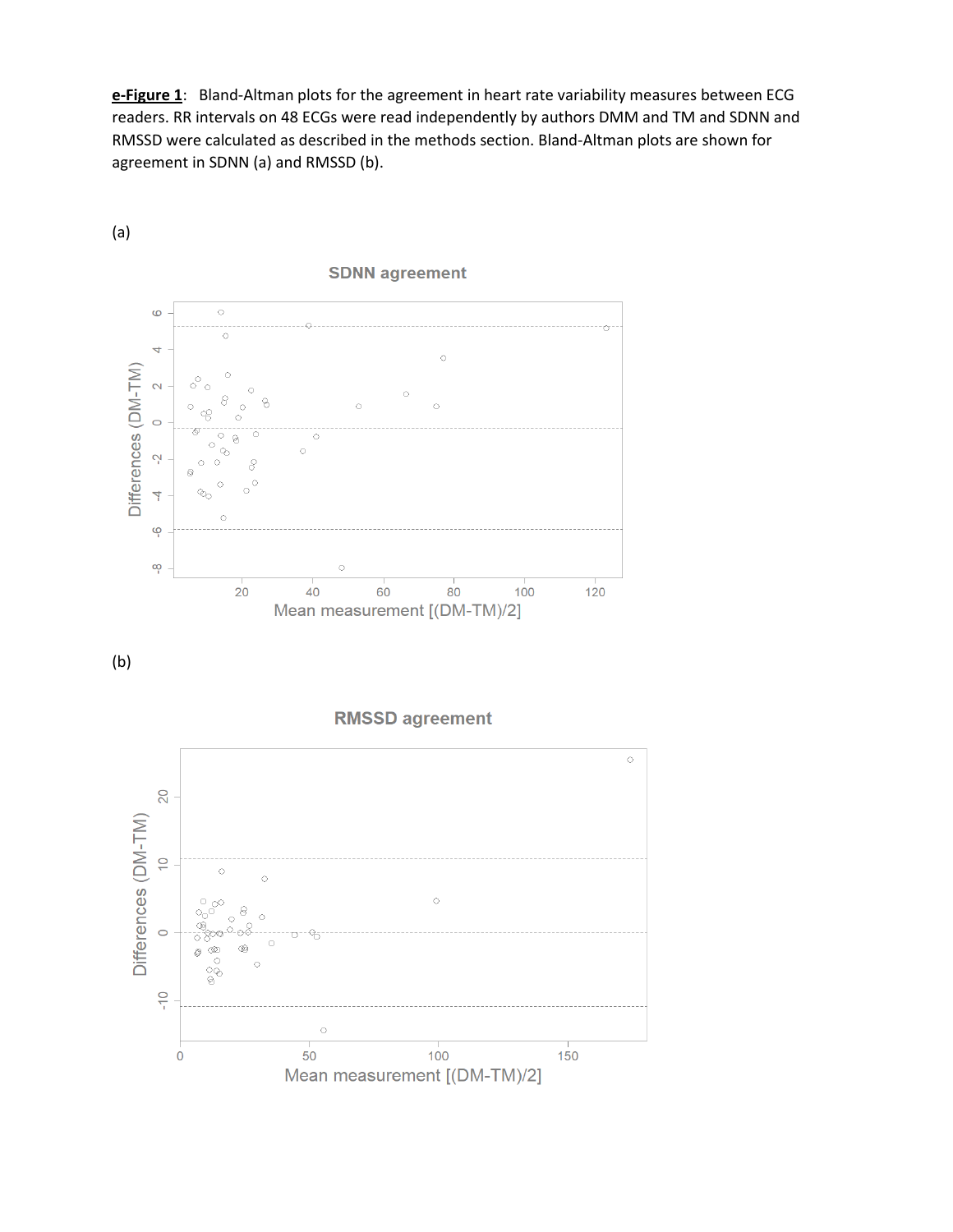**e-Figure 1**: Bland-Altman plots for the agreement in heart rate variability measures between ECG readers. RR intervals on 48 ECGs were read independently by authors DMM and TM and SDNN and RMSSD were calculated as described in the methods section. Bland-Altman plots are shown for agreement in SDNN (a) and RMSSD (b).

(a)

(b)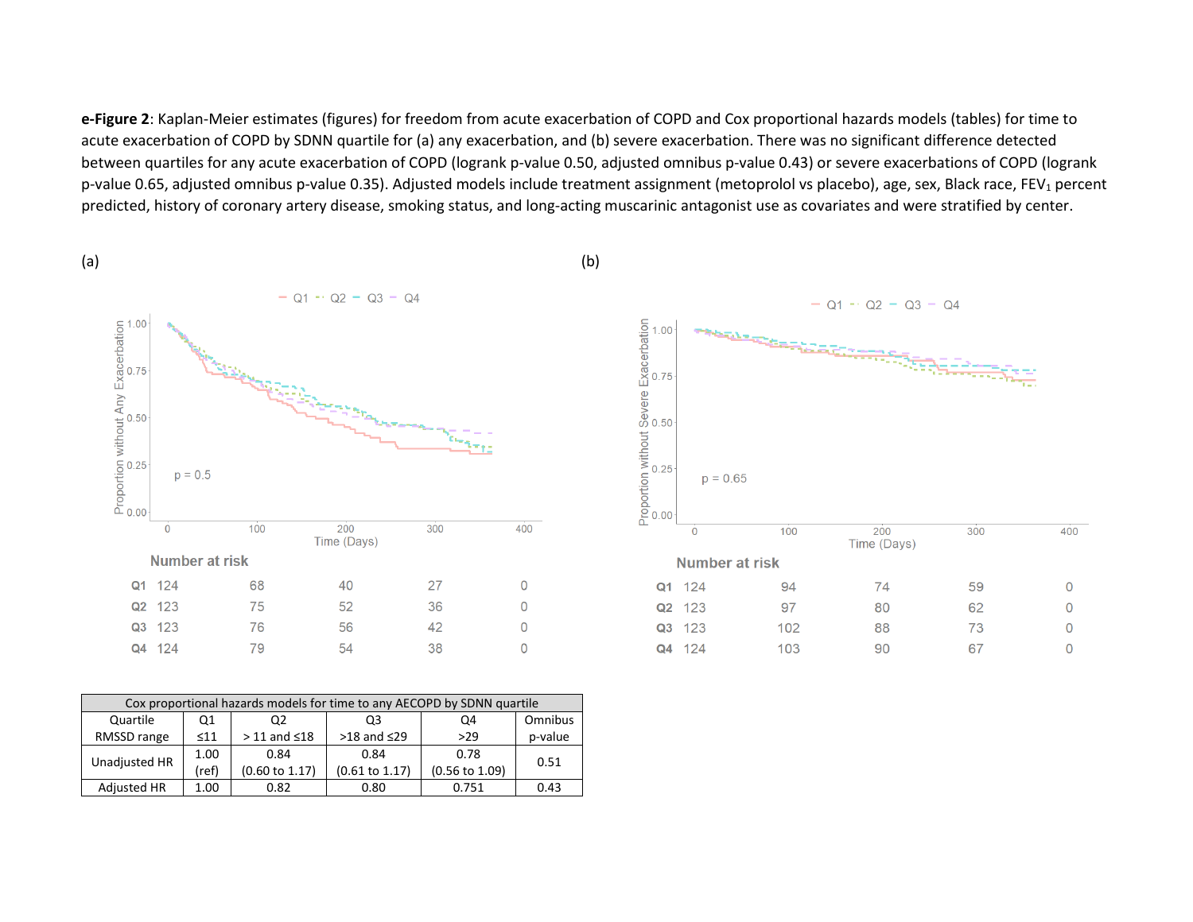**e-Figure 2**: Kaplan-Meier estimates (figures) for freedom from acute exacerbation of COPD and Cox proportional hazards models (tables) for time to acute exacerbation of COPD by SDNN quartile for (a) any exacerbation, and (b) severe exacerbation. There was no significant difference detected between quartiles for any acute exacerbation of COPD (logrank p-value 0.50, adjusted omnibus p-value 0.43) or severe exacerbations of COPD (logrank p-value 0.65, adjusted omnibus p-value 0.35). Adjusted models include treatment assignment (metoprolol vs placebo), age, sex, Black race, $FEV_1$ percent predicted, history of coronary artery disease, smoking status, and long-acting muscarinic antagonist use as covariates and were stratified by center.

(a)

Number at risk

| | 0 | 100 | 200 | 300 | 400 |
|---|---|---|---|---|---|
| Q1 | 124 | 68 | 40 | 27 | 0 |
| Q2 | 123 | 75 | 52 | 36 | 0 |
| Q3 | 123 | 76 | 56 | 42 | 0 |
| Q4 | 124 | 79 | 54 | 38 | 0 |

(b)

Number at risk

| | 0 | 100 | 200 | 300 | 400 |
|---|---|---|---|---|---|
| Q1 | 124 | 94 | 74 | 59 | 0 |
| Q2 | 123 | 97 | 80 | 62 | 0 |
| Q3 | 123 | 102 | 88 | 73 | 0 |
| Q4 | 124 | 103 | 90 | 67 | 0 |

| Cox proportional hazards models for time to any AECOPD by SDNN quartile | | | | | |
|---|---|---|---|---|---|
| Quartile RMSSD range | Q1 ≤11 | Q2 > 11 and ≤18 | Q3 >18 and ≤29 | Q4 >29 | Omnibus p-value |
| Unadjusted HR | 1.00 (ref) | 0.84 (0.60 to 1.17) | 0.84 (0.61 to 1.17) | 0.78 (0.56 to 1.09) | 0.51 |
| Adjusted HR | 1.00 | 0.82 | 0.80 | 0.751 | 0.43 |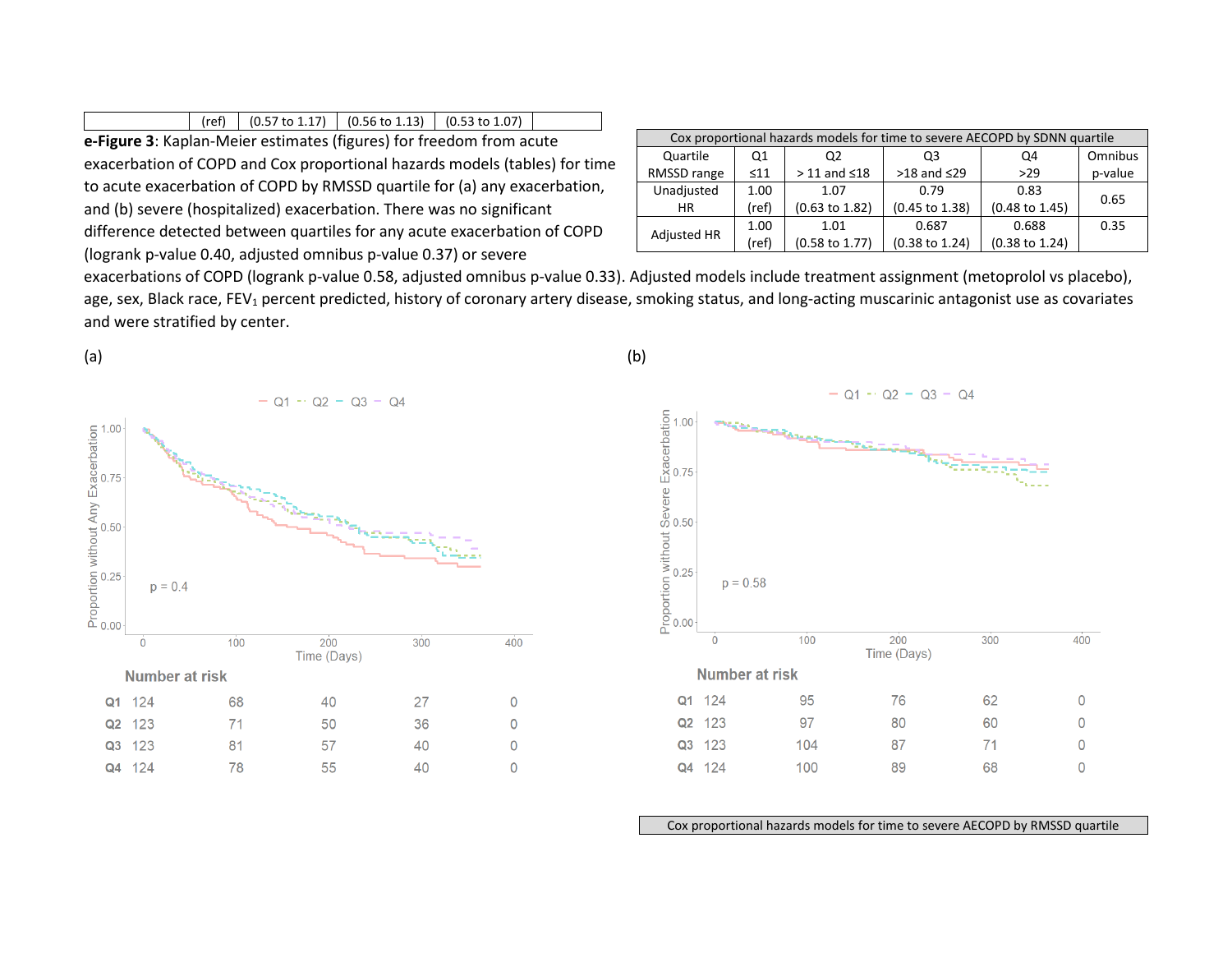| | (ref) | (0.57 to 1.17) | (0.56 to 1.13) | (0.53 to 1.07) | |
|---|---|---|---|---|---|

**e-Figure 3**: Kaplan-Meier estimates (figures) for freedom from acute exacerbation of COPD and Cox proportional hazards models (tables) for time to acute exacerbation of COPD by RMSSD quartile for (a) any exacerbation, and (b) severe (hospitalized) exacerbation. There was no significant difference detected between quartiles for any acute exacerbation of COPD (logrank p-value 0.40, adjusted omnibus p-value 0.37) or severe exacerbations of COPD (logrank p-value 0.58, adjusted omnibus p-value 0.33). Adjusted models include treatment assignment (metoprolol vs placebo), age, sex, Black race, $FEV_1$ percent predicted, history of coronary artery disease, smoking status, and long-acting muscarinic antagonist use as covariates and were stratified by center.

| Cox proportional hazards models for time to severe AECOPD by SDNN quartile | | | | | |
|---|---|---|---|---|---|
| Quartile RMSSD range | Q1 ≤11 | Q2 > 11 and ≤18 | Q3 >18 and ≤29 | Q4 >29 | Omnibus p-value |
| Unadjusted HR | 1.00 (ref) | 1.07 (0.63 to 1.82) | 0.79 (0.45 to 1.38) | 0.83 (0.48 to 1.45) | 0.65 |
| Adjusted HR | 1.00 (ref) | 1.01 (0.58 to 1.77) | 0.687 (0.38 to 1.24) | 0.688 (0.38 to 1.24) | 0.35 |

(a)

Number at risk

| | 0 | 100 | 200 | 300 | 400 |
|---|---|---|---|---|---|
| Q1 | 124 | 68 | 40 | 27 | 0 |
| Q2 | 123 | 71 | 50 | 36 | 0 |
| Q3 | 123 | 81 | 57 | 40 | 0 |
| Q4 | 124 | 78 | 55 | 40 | 0 |

(b)

Number at risk

| | 0 | 100 | 200 | 300 | 400 |
|---|---|---|---|---|---|
| Q1 | 124 | 95 | 76 | 62 | 0 |
| Q2 | 123 | 97 | 80 | 60 | 0 |
| Q3 | 123 | 104 | 87 | 71 | 0 |
| Q4 | 124 | 100 | 89 | 68 | 0 |

| Cox proportional hazards models for time to severe AECOPD by RMSSD quartile |
|---|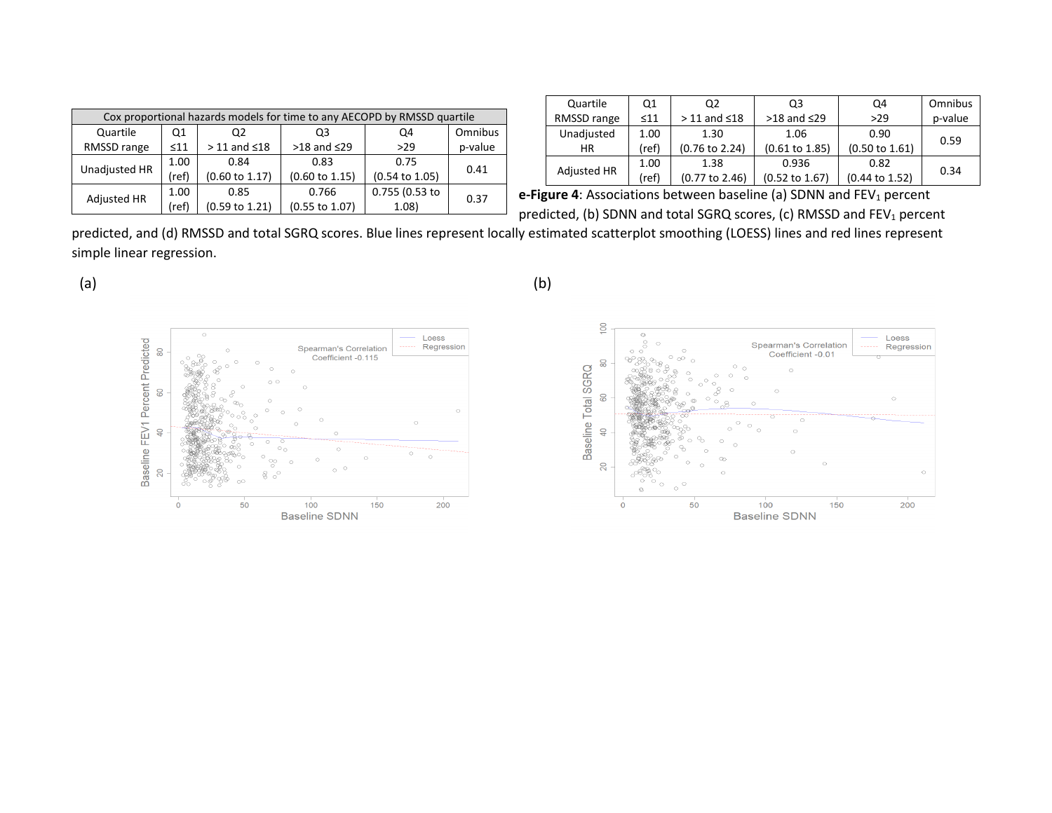| Cox proportional hazards models for time to any AECOPD by RMSSD quartile | | | | | |
|---|---|---|---|---|---|
| Quartile RMSSD range | Q1 ≤11 | Q2 > 11 and ≤18 | Q3 >18 and ≤29 | Q4 >29 | Omnibus p-value |
| Unadjusted HR | 1.00 (ref) | 0.84 (0.60 to 1.17) | 0.83 (0.60 to 1.15) | 0.75 (0.54 to 1.05) | 0.41 |
| Adjusted HR | 1.00 (ref) | 0.85 (0.59 to 1.21) | 0.766 (0.55 to 1.07) | 0.755 (0.53 to 1.08) | 0.37 |

| Quartile RMSSD range | Q1 ≤11 | Q2 > 11 and ≤18 | Q3 >18 and ≤29 | Q4 >29 | Omnibus p-value |
|---|---|---|---|---|---|
| Unadjusted HR | 1.00 (ref) | 1.30 (0.76 to 2.24) | 1.06 (0.61 to 1.85) | 0.90 (0.50 to 1.61) | 0.59 |
| Adjusted HR | 1.00 (ref) | 1.38 (0.77 to 2.46) | 0.936 (0.52 to 1.67) | 0.82 (0.44 to 1.52) | 0.34 |

**e-Figure 4**: Associations between baseline (a) SDNN and $FEV_1$ percent predicted, (b) SDNN and total SGRQ scores, (c) RMSSD and $FEV_1$ percent predicted, and (d) RMSSD and total SGRQ scores. Blue lines represent locally estimated scatterplot smoothing (LOESS) lines and red lines represent simple linear regression.

(a)

(b)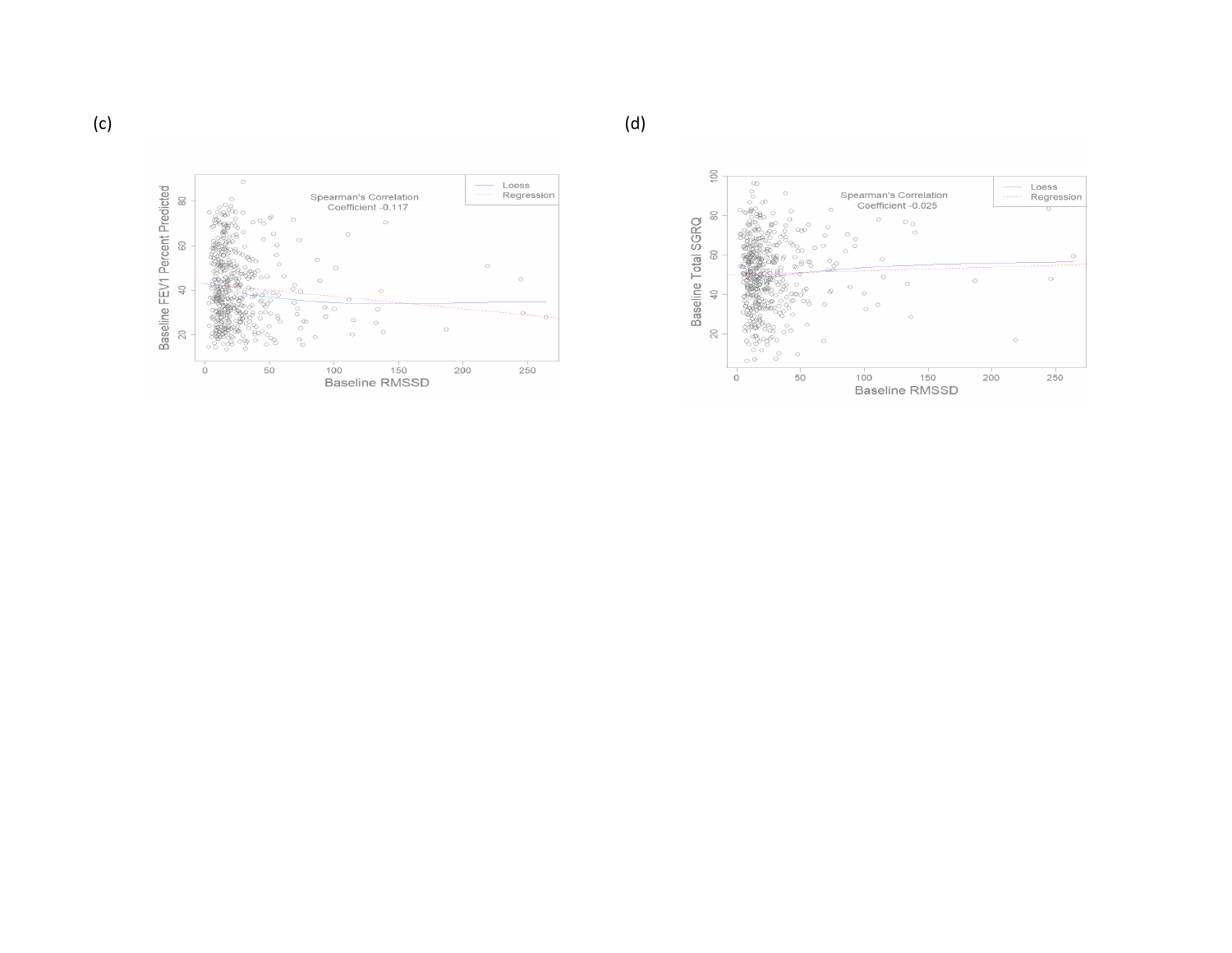(c)

Spearman's Correlation
Coefficient -0.117

Loess
Regression

Baseline FEV1 Percent Predicted

20
40
60
80

0
50
100
150
200
250

Baseline RMSSD

(d)

Spearman's Correlation
Coefficient -0.025

Loess
Regression

Baseline Total SGRQ

20
40
60
80
100

0
50
100
150
200
250

Baseline RMSSD